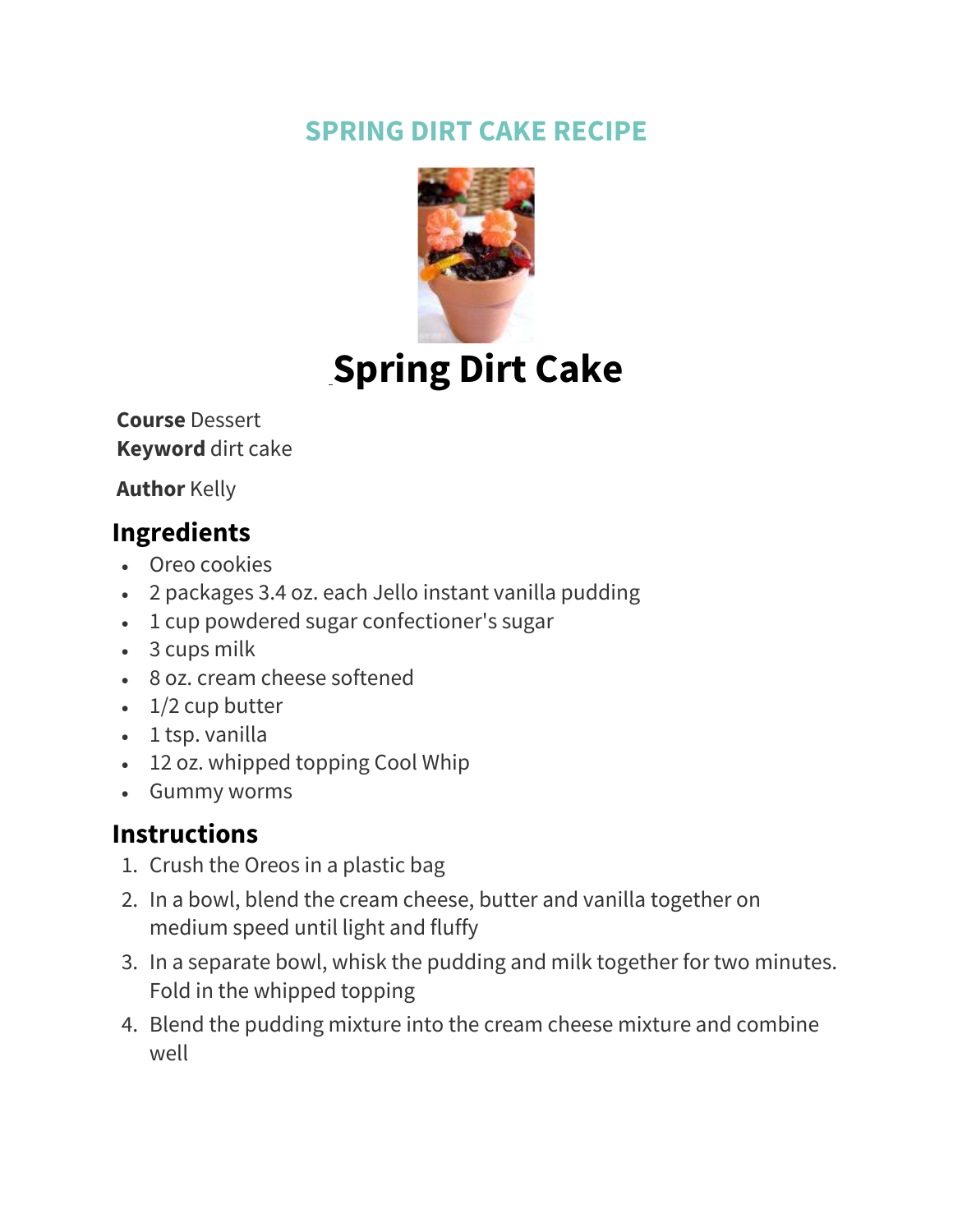# SPRING DIRT CAKE RECIPE

# Spring Dirt Cake

**Course** Dessert
**Keyword** dirt cake

**Author** Kelly

## Ingredients

- Oreo cookies
- 2 packages 3.4 oz. each Jello instant vanilla pudding
- 1 cup powdered sugar confectioner's sugar
- 3 cups milk
- 8 oz. cream cheese softened
- 1/2 cup butter
- 1 tsp. vanilla
- 12 oz. whipped topping Cool Whip
- Gummy worms

## Instructions

1. Crush the Oreos in a plastic bag
2. In a bowl, blend the cream cheese, butter and vanilla together on medium speed until light and fluffy
3. In a separate bowl, whisk the pudding and milk together for two minutes. Fold in the whipped topping
4. Blend the pudding mixture into the cream cheese mixture and combine well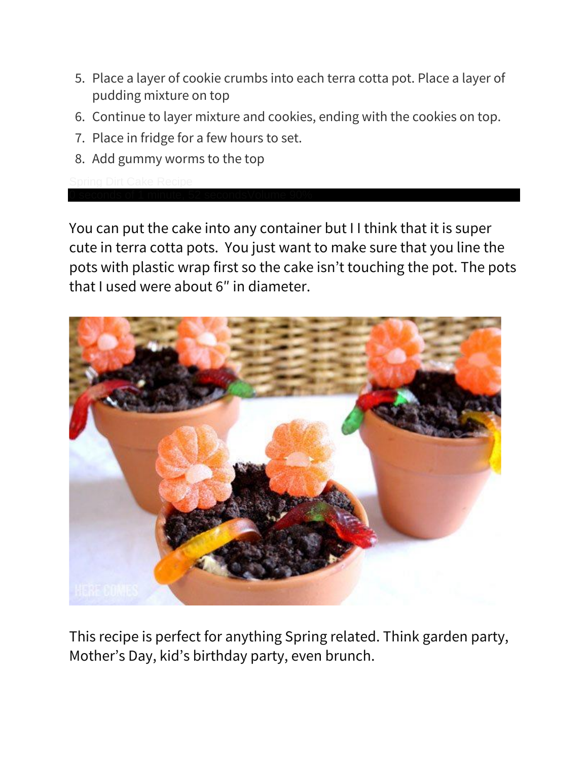5. Place a layer of cookie crumbs into each terra cotta pot. Place a layer of pudding mixture on top
6. Continue to layer mixture and cookies, ending with the cookies on top.
7. Place in fridge for a few hours to set.
8. Add gummy worms to the top

Spring Dirt Cake Recipe

0 seconds of 1 minute, 52 secondsVolume 90%

You can put the cake into any container but I I think that it is super cute in terra cotta pots. You just want to make sure that you line the pots with plastic wrap first so the cake isn't touching the pot. The pots that I used were about 6″ in diameter.

This recipe is perfect for anything Spring related. Think garden party, Mother's Day, kid's birthday party, even brunch.